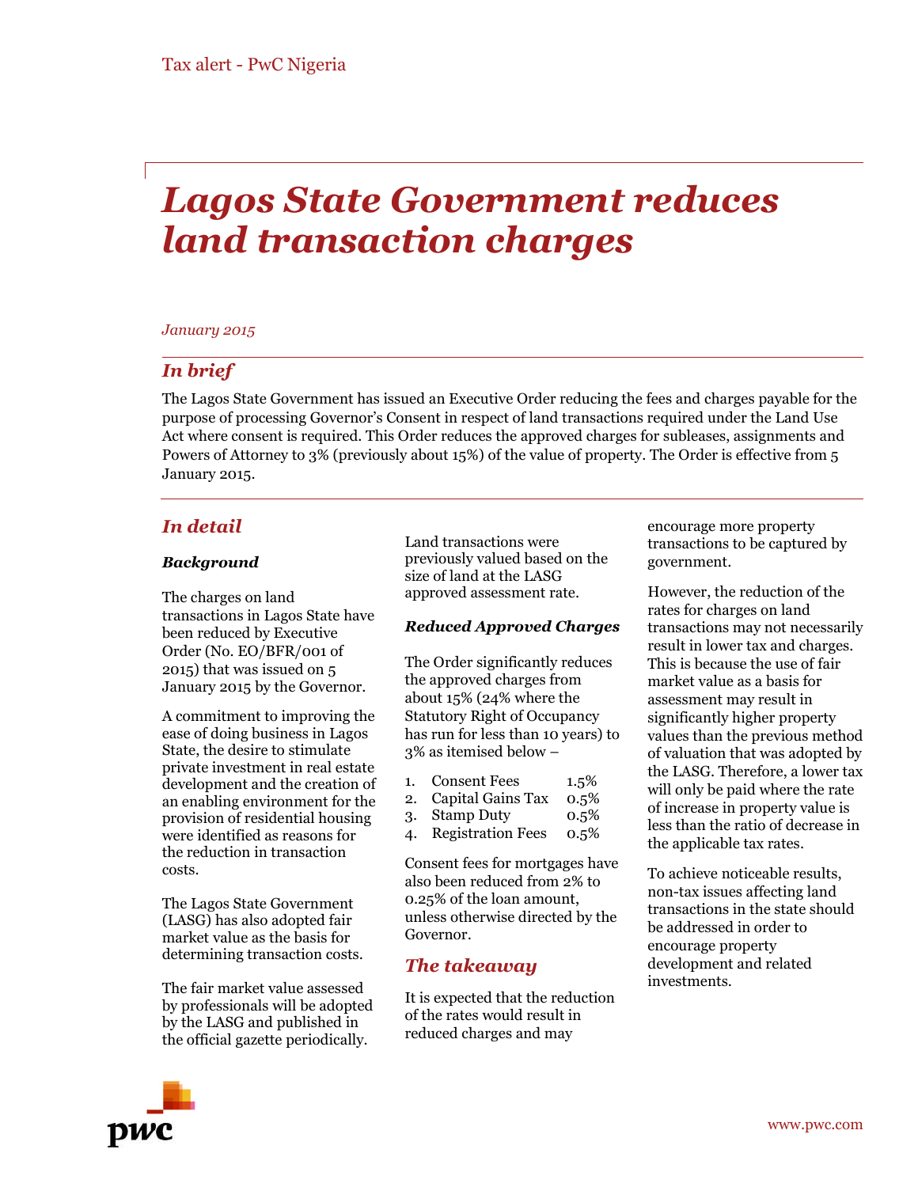Tax alert - PwC Nigeria

# Lagos State Government reduces land transaction charges

*January 2015*

## *In brief*

The Lagos State Government has issued an Executive Order reducing the fees and charges payable for the purpose of processing Governor's Consent in respect of land transactions required under the Land Use Act where consent is required. This Order reduces the approved charges for subleases, assignments and Powers of Attorney to 3% (previously about 15%) of the value of property. The Order is effective from 5 January 2015.

## *In detail*

### *Background*

The charges on land transactions in Lagos State have been reduced by Executive Order (No. EO/BFR/001 of 2015) that was issued on 5 January 2015 by the Governor.

A commitment to improving the ease of doing business in Lagos State, the desire to stimulate private investment in real estate development and the creation of an enabling environment for the provision of residential housing were identified as reasons for the reduction in transaction costs.

The Lagos State Government (LASG) has also adopted fair market value as the basis for determining transaction costs.

The fair market value assessed by professionals will be adopted by the LASG and published in the official gazette periodically.

Land transactions were previously valued based on the size of land at the LASG approved assessment rate.

### *Reduced Approved Charges*

The Order significantly reduces the approved charges from about 15% (24% where the Statutory Right of Occupancy has run for less than 10 years) to 3% as itemised below –

1. Consent Fees 1.5%
2. Capital Gains Tax 0.5%
3. Stamp Duty 0.5%
4. Registration Fees 0.5%

Consent fees for mortgages have also been reduced from 2% to 0.25% of the loan amount, unless otherwise directed by the Governor.

## *The takeaway*

It is expected that the reduction of the rates would result in reduced charges and may encourage more property transactions to be captured by government.

However, the reduction of the rates for charges on land transactions may not necessarily result in lower tax and charges. This is because the use of fair market value as a basis for assessment may result in significantly higher property values than the previous method of valuation that was adopted by the LASG. Therefore, a lower tax will only be paid where the rate of increase in property value is less than the ratio of decrease in the applicable tax rates.

To achieve noticeable results, non-tax issues affecting land transactions in the state should be addressed in order to encourage property development and related investments.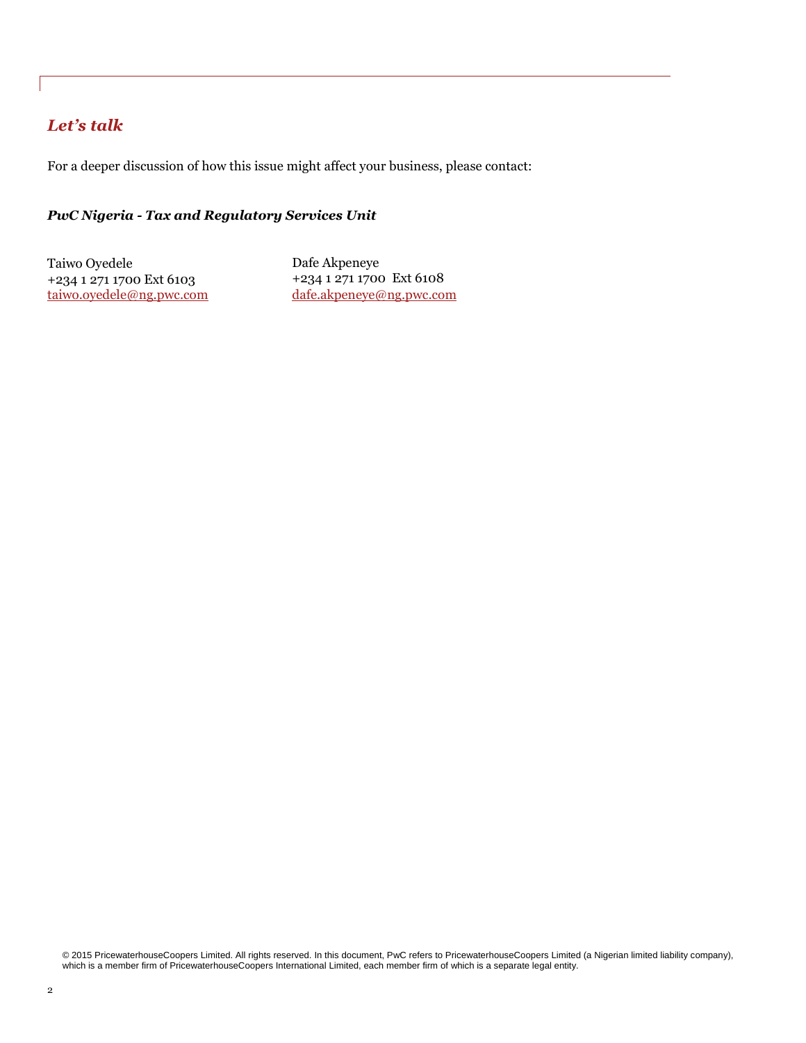## *Let's talk*

For a deeper discussion of how this issue might affect your business, please contact:

***PwC Nigeria - Tax and Regulatory Services Unit***

Taiwo Oyedele
+234 1 271 1700 Ext 6103
taiwo.oyedele@ng.pwc.com

Dafe Akpeneye
+234 1 271 1700 Ext 6108
dafe.akpeneye@ng.pwc.com

© 2015 PricewaterhouseCoopers Limited. All rights reserved. In this document, PwC refers to PricewaterhouseCoopers Limited (a Nigerian limited liability company), which is a member firm of PricewaterhouseCoopers International Limited, each member firm of which is a separate legal entity.